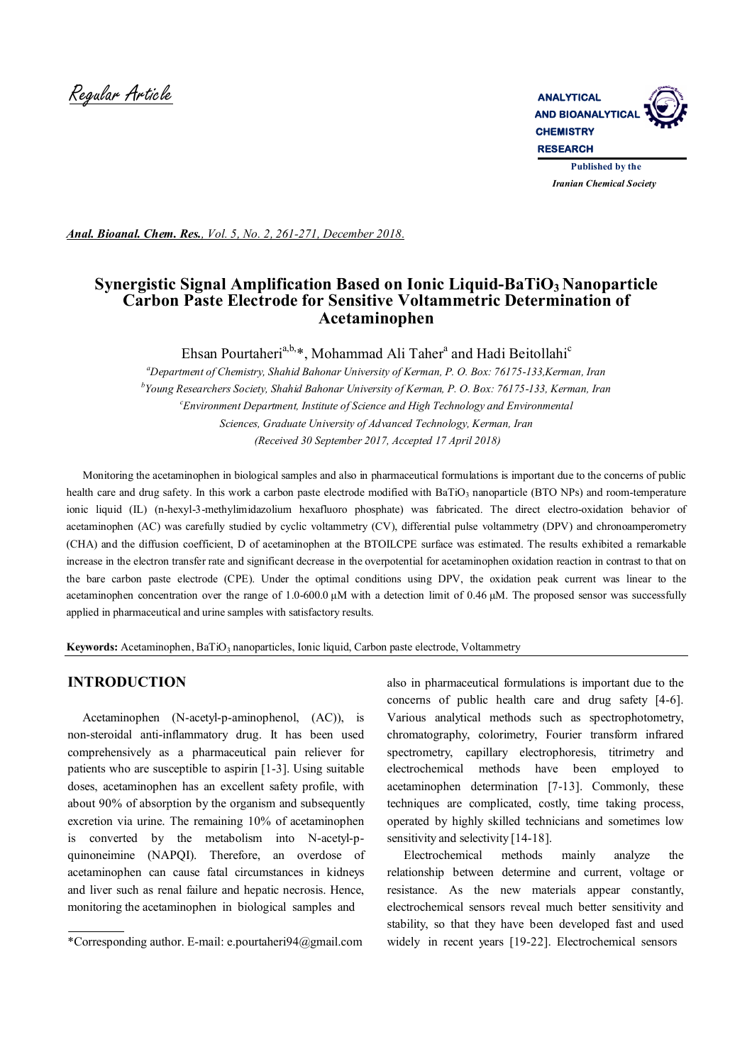Regular Article

ANALYTICAL AND BIOANALYTICAL CHEMISTRY RESEARCH

Published by the Iranian Chemical Society

*Anal. Bioanal. Chem. Res., Vol. 5, No. 2, 261-271, December 2018.*

# Synergistic Signal Amplification Based on Ionic Liquid-$BaTiO_3$ Nanoparticle Carbon Paste Electrode for Sensitive Voltammetric Determination of Acetaminophen

Ehsan Pourtaheri[a,b,*], Mohammad Ali Taher[a] and Hadi Beitollahi[c]

[a] *Department of Chemistry, Shahid Bahonar University of Kerman, P. O. Box: 76175-133, Kerman, Iran*
[b] *Young Researchers Society, Shahid Bahonar University of Kerman, P. O. Box: 76175-133, Kerman, Iran*
[c] *Environment Department, Institute of Science and High Technology and Environmental Sciences, Graduate University of Advanced Technology, Kerman, Iran*
*(Received 30 September 2017, Accepted 17 April 2018)*

Monitoring the acetaminophen in biological samples and also in pharmaceutical formulations is important due to the concerns of public health care and drug safety. In this work a carbon paste electrode modified with $BaTiO_3$ nanoparticle (BTO NPs) and room-temperature ionic liquid (IL) (n-hexyl-3-methylimidazolium hexafluoro phosphate) was fabricated. The direct electro-oxidation behavior of acetaminophen (AC) was carefully studied by cyclic voltammetry (CV), differential pulse voltammetry (DPV) and chronoamperometry (CHA) and the diffusion coefficient, D of acetaminophen at the BTOILCPE surface was estimated. The results exhibited a remarkable increase in the electron transfer rate and significant decrease in the overpotential for acetaminophen oxidation reaction in contrast to that on the bare carbon paste electrode (CPE). Under the optimal conditions using DPV, the oxidation peak current was linear to the acetaminophen concentration over the range of 1.0-600.0 μM with a detection limit of 0.46 μM. The proposed sensor was successfully applied in pharmaceutical and urine samples with satisfactory results.

**Keywords:** Acetaminophen, $BaTiO_3$ nanoparticles, Ionic liquid, Carbon paste electrode, Voltammetry

## INTRODUCTION

Acetaminophen (N-acetyl-p-aminophenol, (AC)), is non-steroidal anti-inflammatory drug. It has been used comprehensively as a pharmaceutical pain reliever for patients who are susceptible to aspirin [1-3]. Using suitable doses, acetaminophen has an excellent safety profile, with about 90% of absorption by the organism and subsequently excretion via urine. The remaining 10% of acetaminophen is converted by the metabolism into N-acetyl-p-quinoneimine (NAPQI). Therefore, an overdose of acetaminophen can cause fatal circumstances in kidneys and liver such as renal failure and hepatic necrosis. Hence, monitoring the acetaminophen in biological samples and also in pharmaceutical formulations is important due to the concerns of public health care and drug safety [4-6]. Various analytical methods such as spectrophotometry, chromatography, colorimetry, Fourier transform infrared spectrometry, capillary electrophoresis, titrimetry and electrochemical methods have been employed to acetaminophen determination [7-13]. Commonly, these techniques are complicated, costly, time taking process, operated by highly skilled technicians and sometimes low sensitivity and selectivity [14-18].

Electrochemical methods mainly analyze the relationship between determine and current, voltage or resistance. As the new materials appear constantly, electrochemical sensors reveal much better sensitivity and stability, so that they have been developed fast and used widely in recent years [19-22]. Electrochemical sensors

*Corresponding author. E-mail: e.pourtaheri94@gmail.com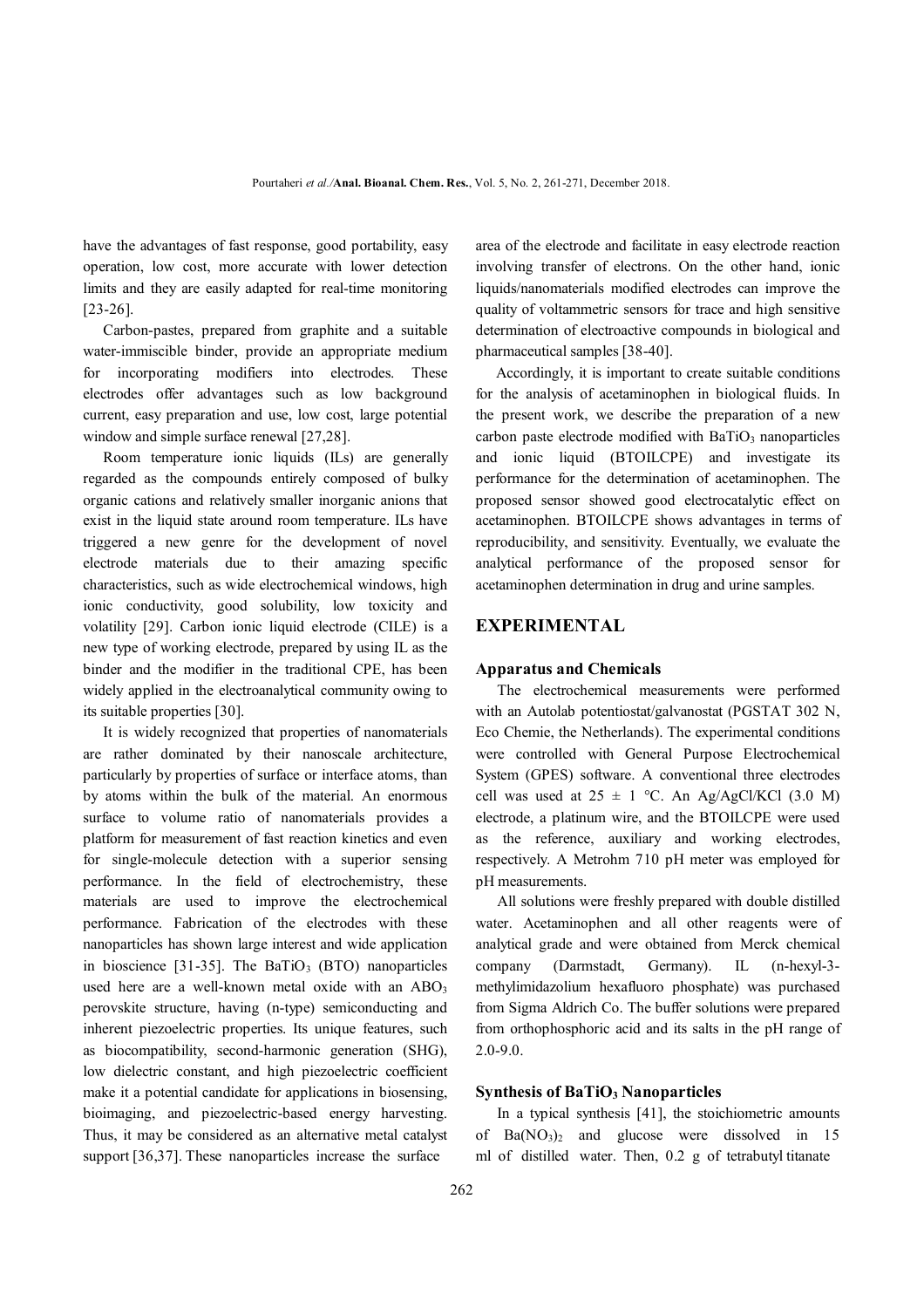have the advantages of fast response, good portability, easy operation, low cost, more accurate with lower detection limits and they are easily adapted for real-time monitoring [23-26].

Carbon-pastes, prepared from graphite and a suitable water-immiscible binder, provide an appropriate medium for incorporating modifiers into electrodes. These electrodes offer advantages such as low background current, easy preparation and use, low cost, large potential window and simple surface renewal [27,28].

Room temperature ionic liquids (ILs) are generally regarded as the compounds entirely composed of bulky organic cations and relatively smaller inorganic anions that exist in the liquid state around room temperature. ILs have triggered a new genre for the development of novel electrode materials due to their amazing specific characteristics, such as wide electrochemical windows, high ionic conductivity, good solubility, low toxicity and volatility [29]. Carbon ionic liquid electrode (CILE) is a new type of working electrode, prepared by using IL as the binder and the modifier in the traditional CPE, has been widely applied in the electroanalytical community owing to its suitable properties [30].

It is widely recognized that properties of nanomaterials are rather dominated by their nanoscale architecture, particularly by properties of surface or interface atoms, than by atoms within the bulk of the material. An enormous surface to volume ratio of nanomaterials provides a platform for measurement of fast reaction kinetics and even for single-molecule detection with a superior sensing performance. In the field of electrochemistry, these materials are used to improve the electrochemical performance. Fabrication of the electrodes with these nanoparticles has shown large interest and wide application in bioscience [31-35]. The $BaTiO_3$ (BTO) nanoparticles used here are a well-known metal oxide with an $ABO_3$ perovskite structure, having (n-type) semiconducting and inherent piezoelectric properties. Its unique features, such as biocompatibility, second-harmonic generation (SHG), low dielectric constant, and high piezoelectric coefficient make it a potential candidate for applications in biosensing, bioimaging, and piezoelectric-based energy harvesting. Thus, it may be considered as an alternative metal catalyst support [36,37]. These nanoparticles increase the surface area of the electrode and facilitate in easy electrode reaction involving transfer of electrons. On the other hand, ionic liquids/nanomaterials modified electrodes can improve the quality of voltammetric sensors for trace and high sensitive determination of electroactive compounds in biological and pharmaceutical samples [38-40].

Accordingly, it is important to create suitable conditions for the analysis of acetaminophen in biological fluids. In the present work, we describe the preparation of a new carbon paste electrode modified with $BaTiO_3$ nanoparticles and ionic liquid (BTOILCPE) and investigate its performance for the determination of acetaminophen. The proposed sensor showed good electrocatalytic effect on acetaminophen. BTOILCPE shows advantages in terms of reproducibility, and sensitivity. Eventually, we evaluate the analytical performance of the proposed sensor for acetaminophen determination in drug and urine samples.

## EXPERIMENTAL

### Apparatus and Chemicals

The electrochemical measurements were performed with an Autolab potentiostat/galvanostat (PGSTAT 302 N, Eco Chemie, the Netherlands). The experimental conditions were controlled with General Purpose Electrochemical System (GPES) software. A conventional three electrodes cell was used at 25 ± 1 °C. An Ag/AgCl/KCl (3.0 M) electrode, a platinum wire, and the BTOILCPE were used as the reference, auxiliary and working electrodes, respectively. A Metrohm 710 pH meter was employed for pH measurements.

All solutions were freshly prepared with double distilled water. Acetaminophen and all other reagents were of analytical grade and were obtained from Merck chemical company (Darmstadt, Germany). IL (n-hexyl-3-methylimidazolium hexafluoro phosphate) was purchased from Sigma Aldrich Co. The buffer solutions were prepared from orthophosphoric acid and its salts in the pH range of 2.0-9.0.

### Synthesis of $BaTiO_3$ Nanoparticles

In a typical synthesis [41], the stoichiometric amounts of $Ba(NO_3)_2$ and glucose were dissolved in 15 ml of distilled water. Then, 0.2 g of tetrabutyl titanate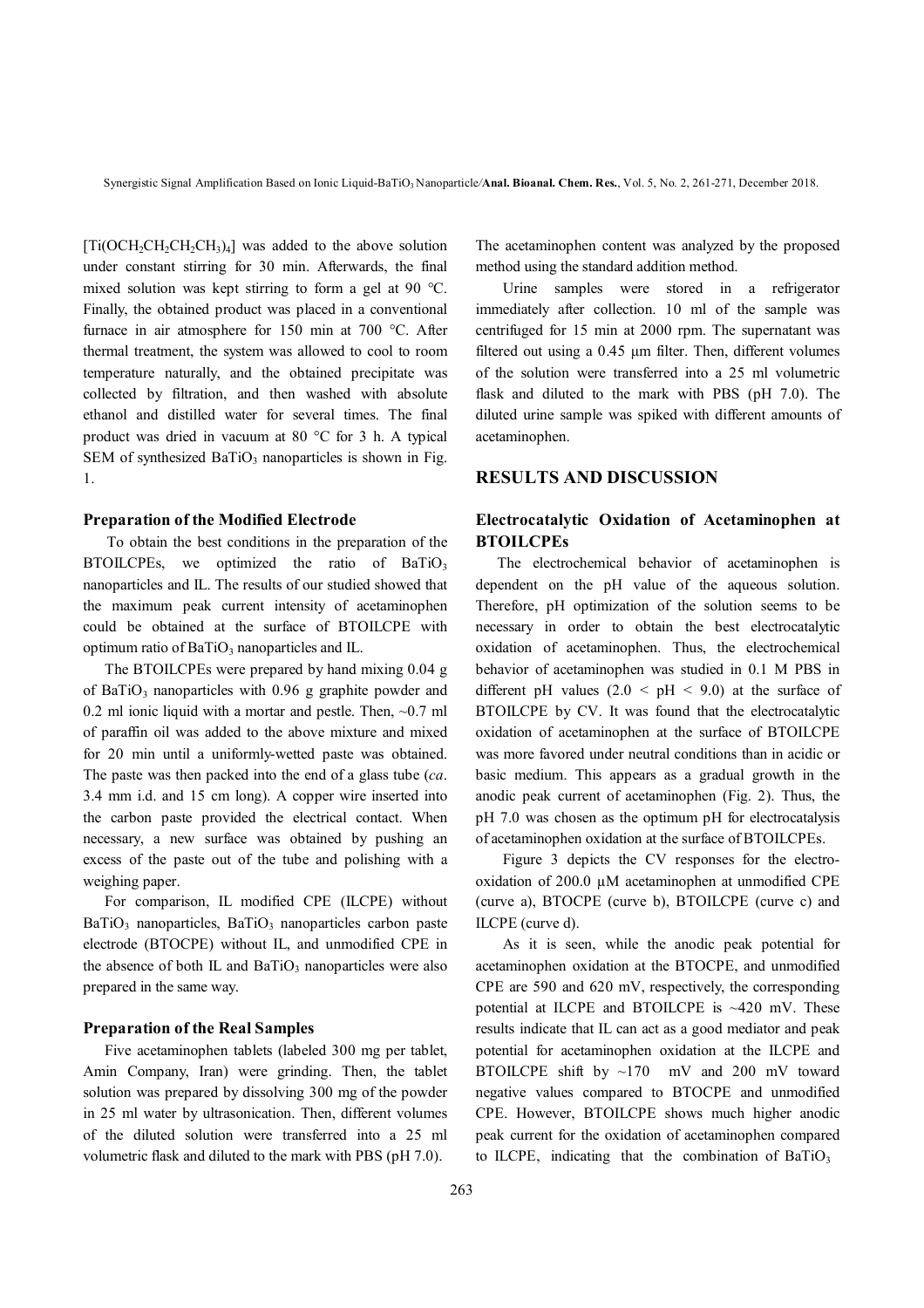$[Ti(OCH_2CH_2CH_2CH_3)_4]$ was added to the above solution under constant stirring for 30 min. Afterwards, the final mixed solution was kept stirring to form a gel at 90 °C. Finally, the obtained product was placed in a conventional furnace in air atmosphere for 150 min at 700 °C. After thermal treatment, the system was allowed to cool to room temperature naturally, and the obtained precipitate was collected by filtration, and then washed with absolute ethanol and distilled water for several times. The final product was dried in vacuum at 80 °C for 3 h. A typical SEM of synthesized $BaTiO_3$ nanoparticles is shown in Fig. 1.

### Preparation of the Modified Electrode

To obtain the best conditions in the preparation of the BTOILCPEs, we optimized the ratio of $BaTiO_3$ nanoparticles and IL. The results of our studied showed that the maximum peak current intensity of acetaminophen could be obtained at the surface of BTOILCPE with optimum ratio of $BaTiO_3$ nanoparticles and IL.

The BTOILCPEs were prepared by hand mixing 0.04 g of $BaTiO_3$ nanoparticles with 0.96 g graphite powder and 0.2 ml ionic liquid with a mortar and pestle. Then, ~0.7 ml of paraffin oil was added to the above mixture and mixed for 20 min until a uniformly-wetted paste was obtained. The paste was then packed into the end of a glass tube (*ca*. 3.4 mm i.d. and 15 cm long). A copper wire inserted into the carbon paste provided the electrical contact. When necessary, a new surface was obtained by pushing an excess of the paste out of the tube and polishing with a weighing paper.

For comparison, IL modified CPE (ILCPE) without $BaTiO_3$ nanoparticles, $BaTiO_3$ nanoparticles carbon paste electrode (BTOCPE) without IL, and unmodified CPE in the absence of both IL and $BaTiO_3$ nanoparticles were also prepared in the same way.

### Preparation of the Real Samples

Five acetaminophen tablets (labeled 300 mg per tablet, Amin Company, Iran) were grinding. Then, the tablet solution was prepared by dissolving 300 mg of the powder in 25 ml water by ultrasonication. Then, different volumes of the diluted solution were transferred into a 25 ml volumetric flask and diluted to the mark with PBS (pH 7.0). The acetaminophen content was analyzed by the proposed method using the standard addition method.

Urine samples were stored in a refrigerator immediately after collection. 10 ml of the sample was centrifuged for 15 min at 2000 rpm. The supernatant was filtered out using a 0.45 μm filter. Then, different volumes of the solution were transferred into a 25 ml volumetric flask and diluted to the mark with PBS (pH 7.0). The diluted urine sample was spiked with different amounts of acetaminophen.

## RESULTS AND DISCUSSION

### Electrocatalytic Oxidation of Acetaminophen at BTOILCPEs

The electrochemical behavior of acetaminophen is dependent on the pH value of the aqueous solution. Therefore, pH optimization of the solution seems to be necessary in order to obtain the best electrocatalytic oxidation of acetaminophen. Thus, the electrochemical behavior of acetaminophen was studied in 0.1 M PBS in different pH values ($2.0 < pH < 9.0$) at the surface of BTOILCPE by CV. It was found that the electrocatalytic oxidation of acetaminophen at the surface of BTOILCPE was more favored under neutral conditions than in acidic or basic medium. This appears as a gradual growth in the anodic peak current of acetaminophen (Fig. 2). Thus, the pH 7.0 was chosen as the optimum pH for electrocatalysis of acetaminophen oxidation at the surface of BTOILCPEs.

Figure 3 depicts the CV responses for the electro-oxidation of 200.0 μM acetaminophen at unmodified CPE (curve a), BTOCPE (curve b), BTOILCPE (curve c) and ILCPE (curve d).

As it is seen, while the anodic peak potential for acetaminophen oxidation at the BTOCPE, and unmodified CPE are 590 and 620 mV, respectively, the corresponding potential at ILCPE and BTOILCPE is ~420 mV. These results indicate that IL can act as a good mediator and peak potential for acetaminophen oxidation at the ILCPE and BTOILCPE shift by ~170 mV and 200 mV toward negative values compared to BTOCPE and unmodified CPE. However, BTOILCPE shows much higher anodic peak current for the oxidation of acetaminophen compared to ILCPE, indicating that the combination of $BaTiO_3$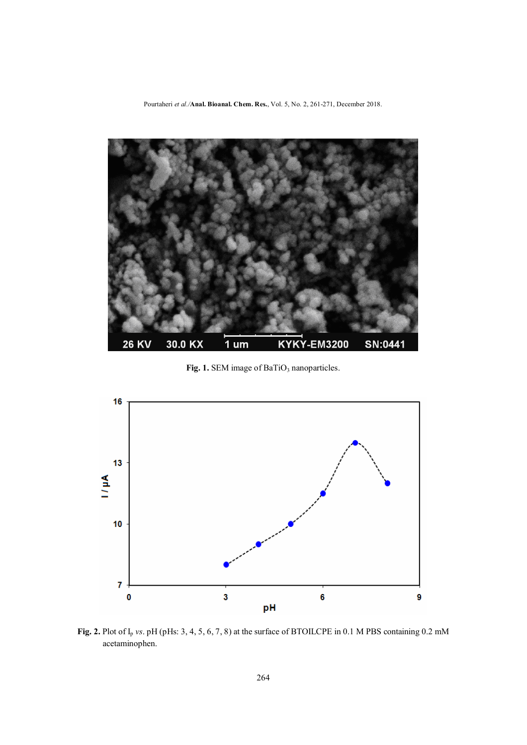**Fig. 1.** SEM image of $BaTiO_3$ nanoparticles.

**Fig. 2.** Plot of $I_p$ *vs*. pH (pHs: 3, 4, 5, 6, 7, 8) at the surface of BTOILCPE in 0.1 M PBS containing 0.2 mM acetaminophen.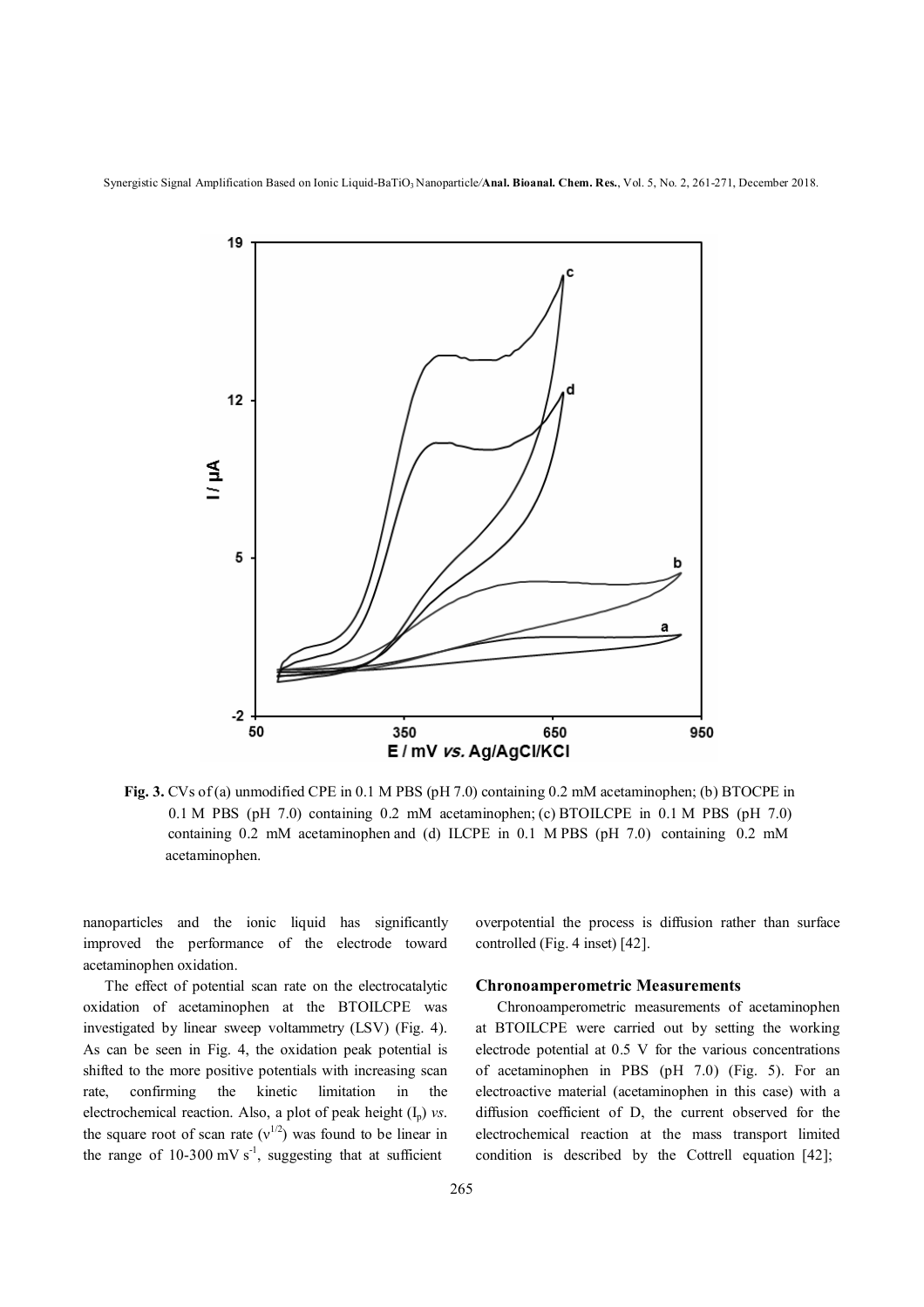**Fig. 3.** CVs of (a) unmodified CPE in 0.1 M PBS (pH 7.0) containing 0.2 mM acetaminophen; (b) BTOCPE in 0.1 M PBS (pH 7.0) containing 0.2 mM acetaminophen; (c) BTOILCPE in 0.1 M PBS (pH 7.0) containing 0.2 mM acetaminophen and (d) ILCPE in 0.1 M PBS (pH 7.0) containing 0.2 mM acetaminophen.

nanoparticles and the ionic liquid has significantly improved the performance of the electrode toward acetaminophen oxidation.

The effect of potential scan rate on the electrocatalytic oxidation of acetaminophen at the BTOILCPE was investigated by linear sweep voltammetry (LSV) (Fig. 4). As can be seen in Fig. 4, the oxidation peak potential is shifted to the more positive potentials with increasing scan rate, confirming the kinetic limitation in the electrochemical reaction. Also, a plot of peak height ($I_p$) *vs.* the square root of scan rate ($\nu^{1/2}$) was found to be linear in the range of 10-300 mV $s^{-1}$, suggesting that at sufficient overpotential the process is diffusion rather than surface controlled (Fig. 4 inset) [42].

### Chronoamperometric Measurements

Chronoamperometric measurements of acetaminophen at BTOILCPE were carried out by setting the working electrode potential at 0.5 V for the various concentrations of acetaminophen in PBS (pH 7.0) (Fig. 5). For an electroactive material (acetaminophen in this case) with a diffusion coefficient of D, the current observed for the electrochemical reaction at the mass transport limited condition is described by the Cottrell equation [42];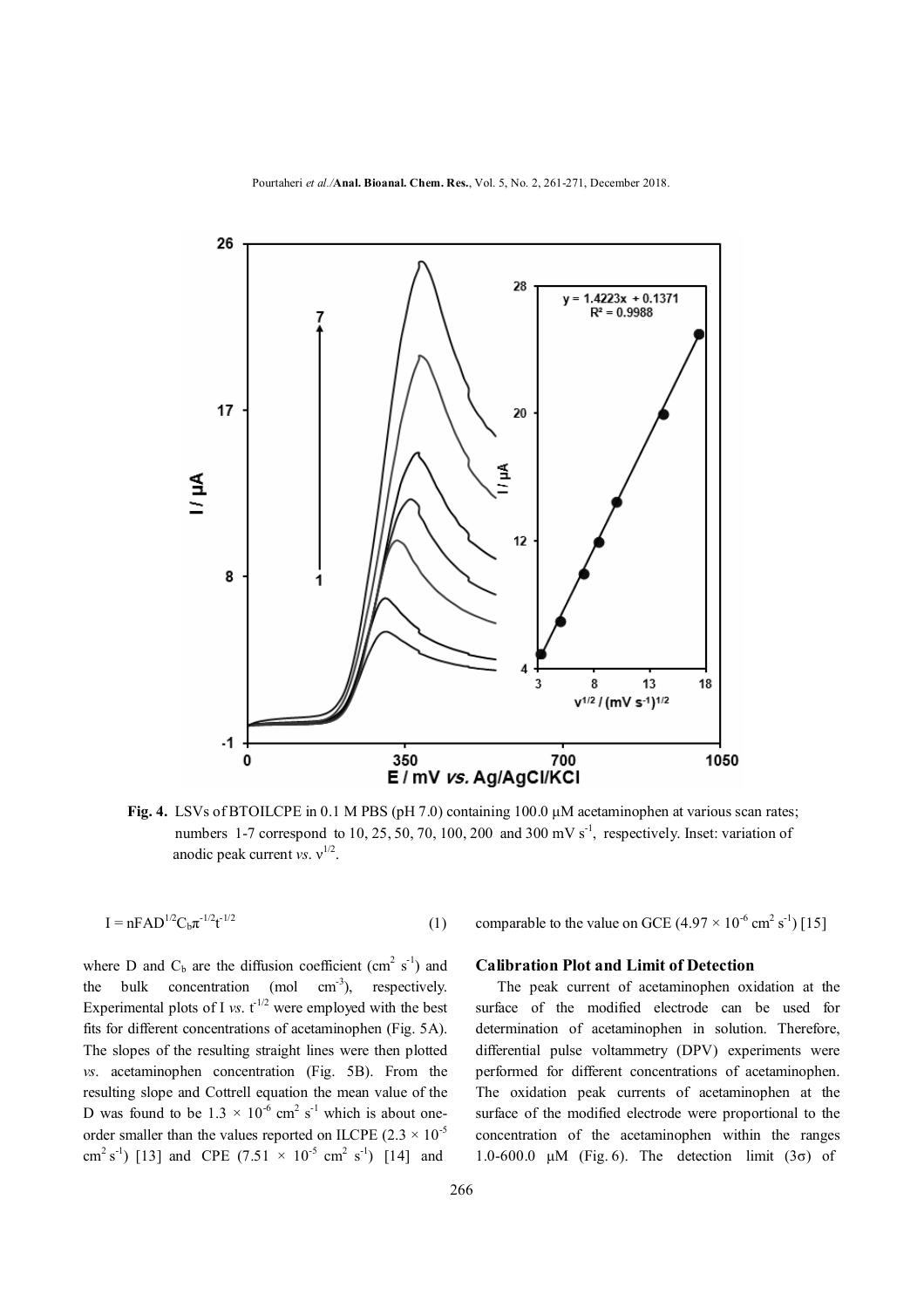**Fig. 4.** LSVs of BTOILCPE in 0.1 M PBS (pH 7.0) containing 100.0 µM acetaminophen at various scan rates; numbers 1-7 correspond to 10, 25, 50, 70, 100, 200 and 300 mV $s^{-1}$, respectively. Inset: variation of anodic peak current *vs*. $v^{1/2}$.

$$I = nFAD^{1/2}C_b\pi^{-1/2}t^{-1/2} \quad (1)$$

where D and $C_b$ are the diffusion coefficient ($cm^2\ s^{-1}$) and the bulk concentration (mol $cm^{-3}$), respectively. Experimental plots of I *vs*. $t^{-1/2}$ were employed with the best fits for different concentrations of acetaminophen (Fig. 5A). The slopes of the resulting straight lines were then plotted *vs*. acetaminophen concentration (Fig. 5B). From the resulting slope and Cottrell equation the mean value of the D was found to be $1.3 \times 10^{-6}$ $cm^2\ s^{-1}$ which is about one-order smaller than the values reported on ILCPE ($2.3 \times 10^{-5}$ $cm^2\ s^{-1}$) [13] and CPE ($7.51 \times 10^{-5}$ $cm^2\ s^{-1}$) [14] and comparable to the value on GCE ($4.97 \times 10^{-6}$ $cm^2\ s^{-1}$) [15]

## Calibration Plot and Limit of Detection

The peak current of acetaminophen oxidation at the surface of the modified electrode can be used for determination of acetaminophen in solution. Therefore, differential pulse voltammetry (DPV) experiments were performed for different concentrations of acetaminophen. The oxidation peak currents of acetaminophen at the surface of the modified electrode were proportional to the concentration of the acetaminophen within the ranges 1.0-600.0 µM (Fig. 6). The detection limit (3σ) of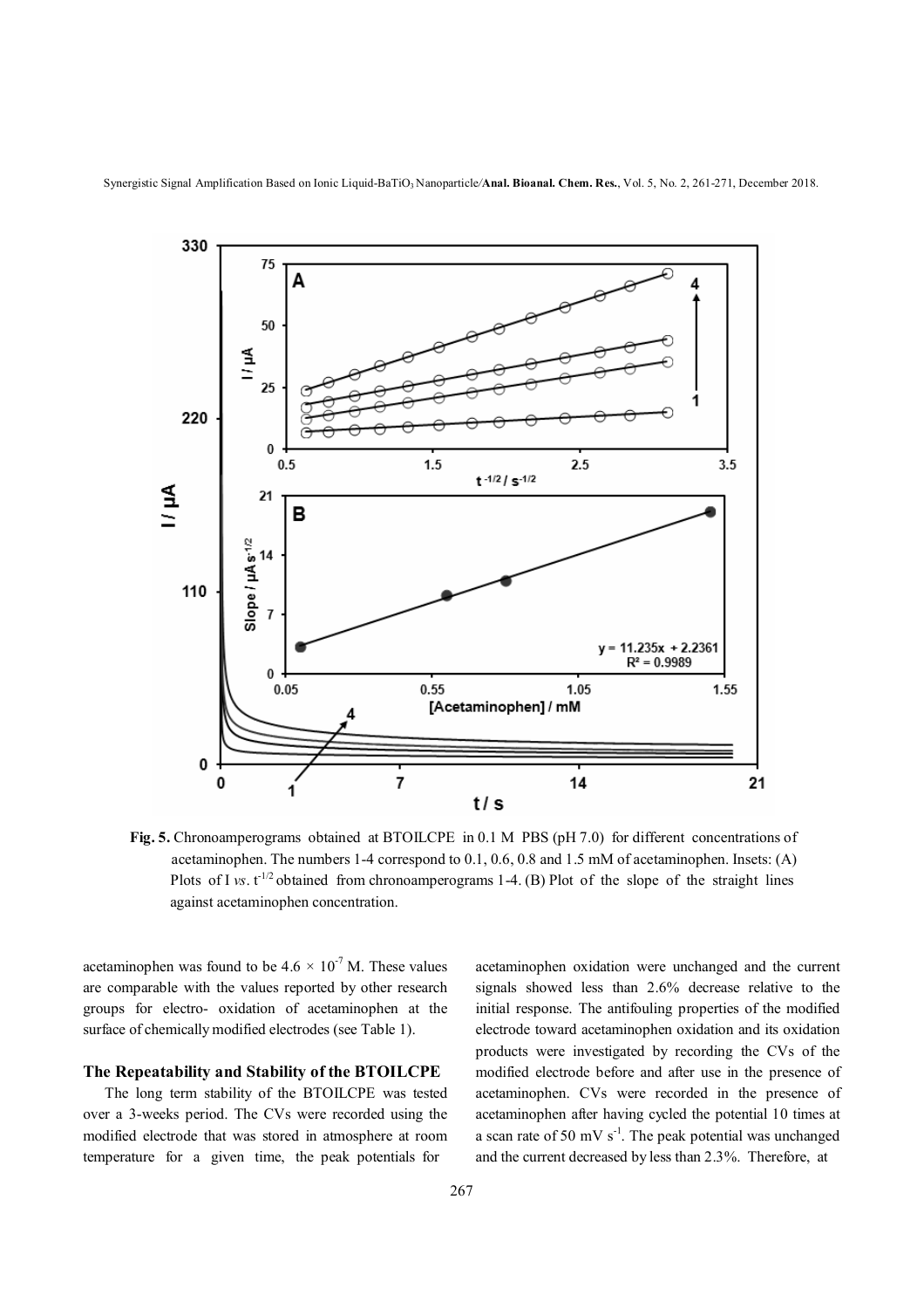**Fig. 5.** Chronoamperograms obtained at BTOILCPE in 0.1 M PBS (pH 7.0) for different concentrations of acetaminophen. The numbers 1-4 correspond to 0.1, 0.6, 0.8 and 1.5 mM of acetaminophen. Insets: (A) Plots of I *vs*. $t^{-1/2}$ obtained from chronoamperograms 1-4. (B) Plot of the slope of the straight lines against acetaminophen concentration.

acetaminophen was found to be $4.6 \times 10^{-7}$ M. These values are comparable with the values reported by other research groups for electro- oxidation of acetaminophen at the surface of chemically modified electrodes (see Table 1).

### The Repeatability and Stability of the BTOILCPE

The long term stability of the BTOILCPE was tested over a 3-weeks period. The CVs were recorded using the modified electrode that was stored in atmosphere at room temperature for a given time, the peak potentials for acetaminophen oxidation were unchanged and the current signals showed less than 2.6% decrease relative to the initial response. The antifouling properties of the modified electrode toward acetaminophen oxidation and its oxidation products were investigated by recording the CVs of the modified electrode before and after use in the presence of acetaminophen. CVs were recorded in the presence of acetaminophen after having cycled the potential 10 times at a scan rate of 50 mV $s^{-1}$. The peak potential was unchanged and the current decreased by less than 2.3%. Therefore, at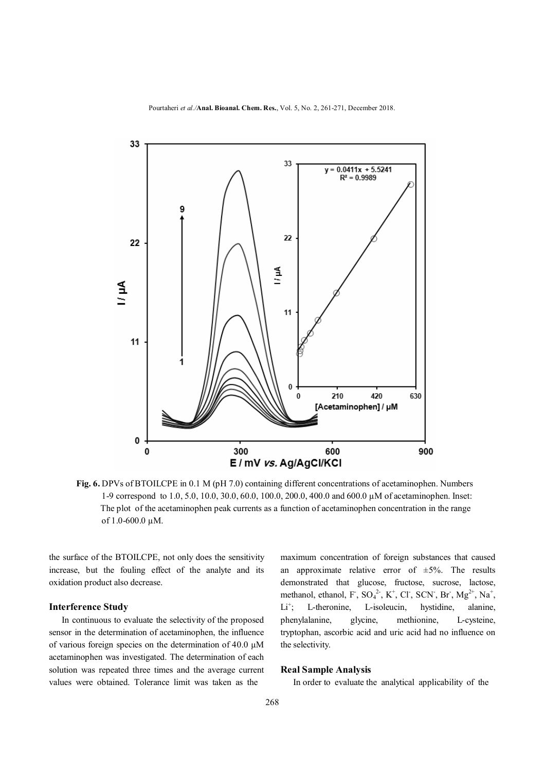**Fig. 6.** DPVs of BTOILCPE in 0.1 M (pH 7.0) containing different concentrations of acetaminophen. Numbers 1-9 correspond to 1.0, 5.0, 10.0, 30.0, 60.0, 100.0, 200.0, 400.0 and 600.0 μM of acetaminophen. Inset: The plot of the acetaminophen peak currents as a function of acetaminophen concentration in the range of 1.0-600.0 μM.

the surface of the BTOILCPE, not only does the sensitivity increase, but the fouling effect of the analyte and its oxidation product also decrease.

### Interference Study

In continuous to evaluate the selectivity of the proposed sensor in the determination of acetaminophen, the influence of various foreign species on the determination of 40.0 μM acetaminophen was investigated. The determination of each solution was repeated three times and the average current values were obtained. Tolerance limit was taken as the maximum concentration of foreign substances that caused an approximate relative error of ±5%. The results demonstrated that glucose, fructose, sucrose, lactose, methanol, ethanol, $F^-$, $SO_4^{2-}$, $K^+$, $Cl^-$, $SCN^-$, $Br^-$, $Mg^{2+}$, $Na^+$, $Li^+$; L-theronine, L-isoleucin, hystidine, alanine, phenylalanine, glycine, methionine, L-cysteine, tryptophan, ascorbic acid and uric acid had no influence on the selectivity.

### Real Sample Analysis

In order to evaluate the analytical applicability of the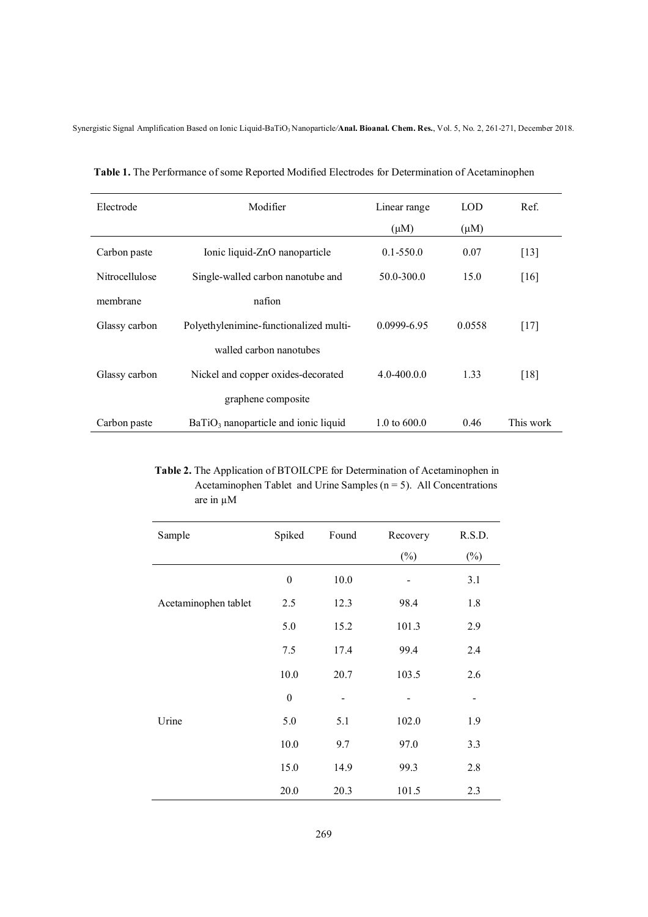**Table 1.** The Performance of some Reported Modified Electrodes for Determination of Acetaminophen

| Electrode | Modifier | Linear range (μM) | LOD (μM) | Ref. |
|---|---|---|---|---|
| Carbon paste | Ionic liquid-ZnO nanoparticle | 0.1-550.0 | 0.07 | [13] |
| Nitrocellulose membrane | Single-walled carbon nanotube and nafion | 50.0-300.0 | 15.0 | [16] |
| Glassy carbon | Polyethylenimine-functionalized multi-walled carbon nanotubes | 0.0999-6.95 | 0.0558 | [17] |
| Glassy carbon | Nickel and copper oxides-decorated graphene composite | 4.0-400.0.0 | 1.33 | [18] |
| Carbon paste | $BaTiO_3$ nanoparticle and ionic liquid | 1.0 to 600.0 | 0.46 | This work |

**Table 2.** The Application of BTOILCPE for Determination of Acetaminophen in Acetaminophen Tablet and Urine Samples (n = 5). All Concentrations are in μM

| Sample | Spiked | Found | Recovery (%) | R.S.D. (%) |
|---|---|---|---|---|
| Acetaminophen tablet | 0 | 10.0 | - | 3.1 |
| | 2.5 | 12.3 | 98.4 | 1.8 |
| | 5.0 | 15.2 | 101.3 | 2.9 |
| | 7.5 | 17.4 | 99.4 | 2.4 |
| | 10.0 | 20.7 | 103.5 | 2.6 |
| Urine | 0 | - | - | - |
| | 5.0 | 5.1 | 102.0 | 1.9 |
| | 10.0 | 9.7 | 97.0 | 3.3 |
| | 15.0 | 14.9 | 99.3 | 2.8 |
| | 20.0 | 20.3 | 101.5 | 2.3 |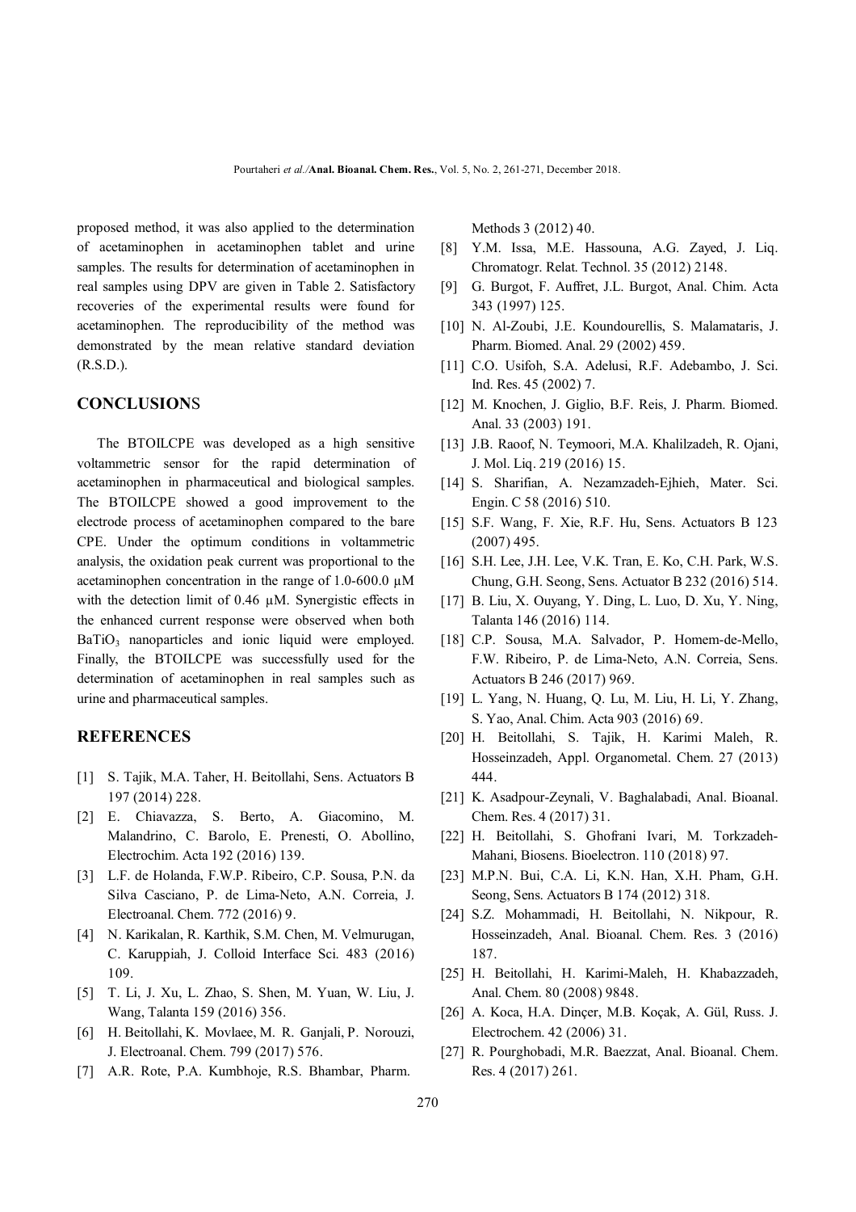proposed method, it was also applied to the determination of acetaminophen in acetaminophen tablet and urine samples. The results for determination of acetaminophen in real samples using DPV are given in Table 2. Satisfactory recoveries of the experimental results were found for acetaminophen. The reproducibility of the method was demonstrated by the mean relative standard deviation (R.S.D.).

## CONCLUSIONS

The BTOILCPE was developed as a high sensitive voltammetric sensor for the rapid determination of acetaminophen in pharmaceutical and biological samples. The BTOILCPE showed a good improvement to the electrode process of acetaminophen compared to the bare CPE. Under the optimum conditions in voltammetric analysis, the oxidation peak current was proportional to the acetaminophen concentration in the range of 1.0-600.0 μM with the detection limit of 0.46 μM. Synergistic effects in the enhanced current response were observed when both $BaTiO_3$ nanoparticles and ionic liquid were employed. Finally, the BTOILCPE was successfully used for the determination of acetaminophen in real samples such as urine and pharmaceutical samples.

## REFERENCES

[1] S. Tajik, M.A. Taher, H. Beitollahi, Sens. Actuators B 197 (2014) 228.

[2] E. Chiavazza, S. Berto, A. Giacomino, M. Malandrino, C. Barolo, E. Prenesti, O. Abollino, Electrochim. Acta 192 (2016) 139.

[3] L.F. de Holanda, F.W.P. Ribeiro, C.P. Sousa, P.N. da Silva Casciano, P. de Lima-Neto, A.N. Correia, J. Electroanal. Chem. 772 (2016) 9.

[4] N. Karikalan, R. Karthik, S.M. Chen, M. Velmurugan, C. Karuppiah, J. Colloid Interface Sci. 483 (2016) 109.

[5] T. Li, J. Xu, L. Zhao, S. Shen, M. Yuan, W. Liu, J. Wang, Talanta 159 (2016) 356.

[6] H. Beitollahi, K. Movlaee, M. R. Ganjali, P. Norouzi, J. Electroanal. Chem. 799 (2017) 576.

[7] A.R. Rote, P.A. Kumbhoje, R.S. Bhambar, Pharm. Methods 3 (2012) 40.

[8] Y.M. Issa, M.E. Hassouna, A.G. Zayed, J. Liq. Chromatogr. Relat. Technol. 35 (2012) 2148.

[9] G. Burgot, F. Auffret, J.L. Burgot, Anal. Chim. Acta 343 (1997) 125.

[10] N. Al-Zoubi, J.E. Koundourellis, S. Malamataris, J. Pharm. Biomed. Anal. 29 (2002) 459.

[11] C.O. Usifoh, S.A. Adelusi, R.F. Adebambo, J. Sci. Ind. Res. 45 (2002) 7.

[12] M. Knochen, J. Giglio, B.F. Reis, J. Pharm. Biomed. Anal. 33 (2003) 191.

[13] J.B. Raoof, N. Teymoori, M.A. Khalilzadeh, R. Ojani, J. Mol. Liq. 219 (2016) 15.

[14] S. Sharifian, A. Nezamzadeh-Ejhieh, Mater. Sci. Engin. C 58 (2016) 510.

[15] S.F. Wang, F. Xie, R.F. Hu, Sens. Actuators B 123 (2007) 495.

[16] S.H. Lee, J.H. Lee, V.K. Tran, E. Ko, C.H. Park, W.S. Chung, G.H. Seong, Sens. Actuator B 232 (2016) 514.

[17] B. Liu, X. Ouyang, Y. Ding, L. Luo, D. Xu, Y. Ning, Talanta 146 (2016) 114.

[18] C.P. Sousa, M.A. Salvador, P. Homem-de-Mello, F.W. Ribeiro, P. de Lima-Neto, A.N. Correia, Sens. Actuators B 246 (2017) 969.

[19] L. Yang, N. Huang, Q. Lu, M. Liu, H. Li, Y. Zhang, S. Yao, Anal. Chim. Acta 903 (2016) 69.

[20] H. Beitollahi, S. Tajik, H. Karimi Maleh, R. Hosseinzadeh, Appl. Organometal. Chem. 27 (2013) 444.

[21] K. Asadpour-Zeynali, V. Baghalabadi, Anal. Bioanal. Chem. Res. 4 (2017) 31.

[22] H. Beitollahi, S. Ghofrani Ivari, M. Torkzadeh-Mahani, Biosens. Bioelectron. 110 (2018) 97.

[23] M.P.N. Bui, C.A. Li, K.N. Han, X.H. Pham, G.H. Seong, Sens. Actuators B 174 (2012) 318.

[24] S.Z. Mohammadi, H. Beitollahi, N. Nikpour, R. Hosseinzadeh, Anal. Bioanal. Chem. Res. 3 (2016) 187.

[25] H. Beitollahi, H. Karimi-Maleh, H. Khabazzadeh, Anal. Chem. 80 (2008) 9848.

[26] A. Koca, H.A. Dinçer, M.B. Koçak, A. Gül, Russ. J. Electrochem. 42 (2006) 31.

[27] R. Pourghobadi, M.R. Baezzat, Anal. Bioanal. Chem. Res. 4 (2017) 261.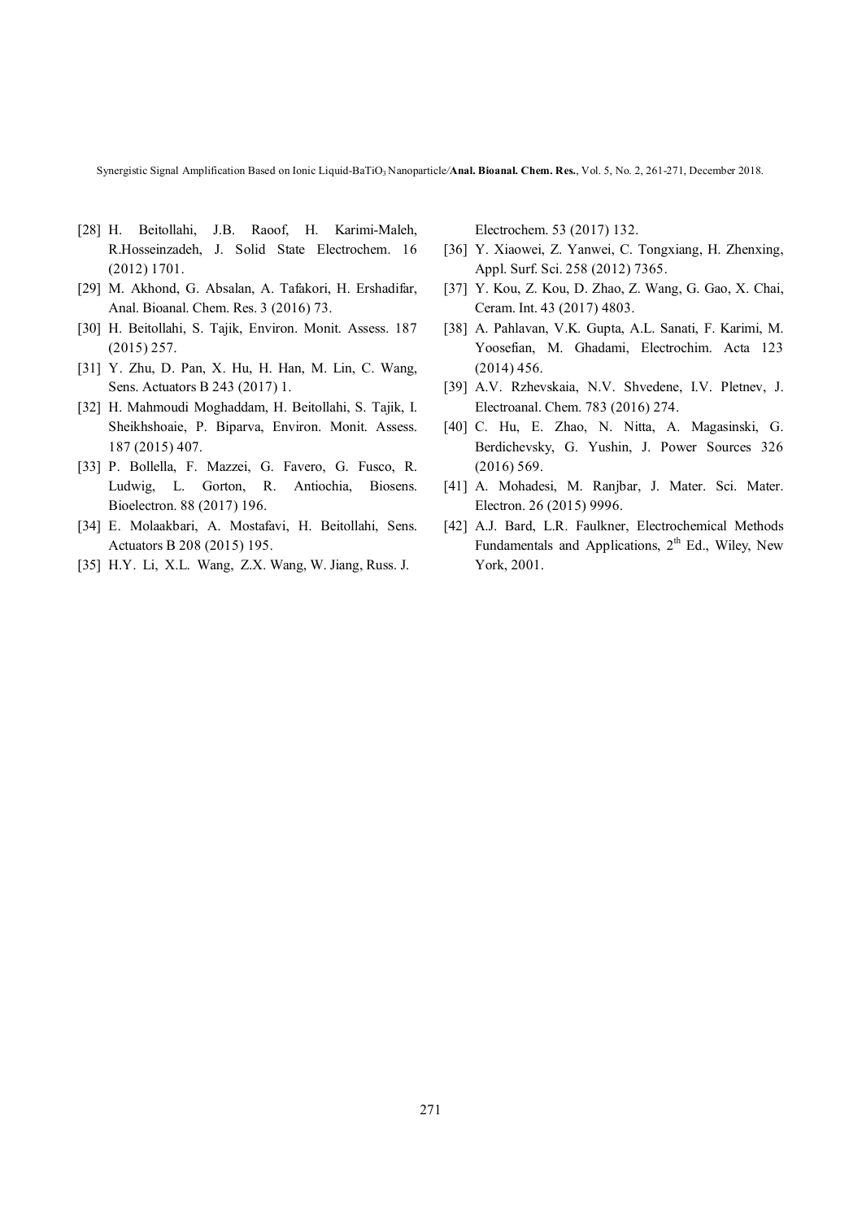[28] H. Beitollahi, J.B. Raoof, H. Karimi-Maleh, R.Hosseinzadeh, J. Solid State Electrochem. 16 (2012) 1701.

[29] M. Akhond, G. Absalan, A. Tafakori, H. Ershadifar, Anal. Bioanal. Chem. Res. 3 (2016) 73.

[30] H. Beitollahi, S. Tajik, Environ. Monit. Assess. 187 (2015) 257.

[31] Y. Zhu, D. Pan, X. Hu, H. Han, M. Lin, C. Wang, Sens. Actuators B 243 (2017) 1.

[32] H. Mahmoudi Moghaddam, H. Beitollahi, S. Tajik, I. Sheikhshoaie, P. Biparva, Environ. Monit. Assess. 187 (2015) 407.

[33] P. Bollella, F. Mazzei, G. Favero, G. Fusco, R. Ludwig, L. Gorton, R. Antiochia, Biosens. Bioelectron. 88 (2017) 196.

[34] E. Molaakbari, A. Mostafavi, H. Beitollahi, Sens. Actuators B 208 (2015) 195.

[35] H.Y. Li, X.L. Wang, Z.X. Wang, W. Jiang, Russ. J. Electrochem. 53 (2017) 132.

[36] Y. Xiaowei, Z. Yanwei, C. Tongxiang, H. Zhenxing, Appl. Surf. Sci. 258 (2012) 7365.

[37] Y. Kou, Z. Kou, D. Zhao, Z. Wang, G. Gao, X. Chai, Ceram. Int. 43 (2017) 4803.

[38] A. Pahlavan, V.K. Gupta, A.L. Sanati, F. Karimi, M. Yoosefian, M. Ghadami, Electrochim. Acta 123 (2014) 456.

[39] A.V. Rzhevskaia, N.V. Shvedene, I.V. Pletnev, J. Electroanal. Chem. 783 (2016) 274.

[40] C. Hu, E. Zhao, N. Nitta, A. Magasinski, G. Berdichevsky, G. Yushin, J. Power Sources 326 (2016) 569.

[41] A. Mohadesi, M. Ranjbar, J. Mater. Sci. Mater. Electron. 26 (2015) 9996.

[42] A.J. Bard, L.R. Faulkner, Electrochemical Methods Fundamentals and Applications, 2th Ed., Wiley, New York, 2001.